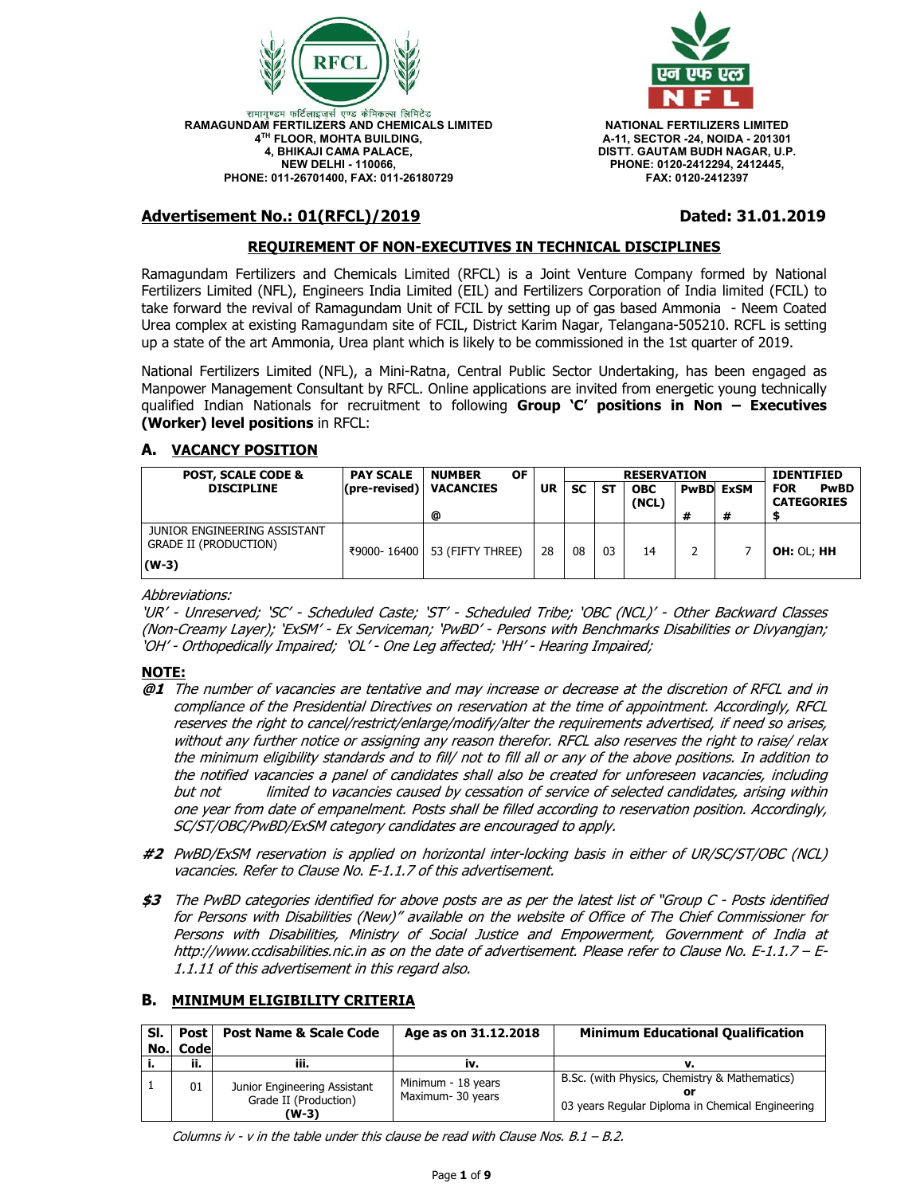RFCL

रामागुण्डम फर्टिलाइज़र्स एण्ड केमिकल्स लिमिटेड
**RAMAGUNDAM FERTILIZERS AND CHEMICALS LIMITED**
**4TH FLOOR, MOHTA BUILDING,**
**4, BHIKAJI CAMA PALACE,**
**NEW DELHI - 110066,**
**PHONE: 011-26701400, FAX: 011-26180729**

एन एफ एल
N F L

**NATIONAL FERTILIZERS LIMITED**
**A-11, SECTOR -24, NOIDA - 201301**
**DISTT. GAUTAM BUDH NAGAR, U.P.**
**PHONE: 0120-2412294, 2412445,**
**FAX: 0120-2412397**

**Advertisement No.: 01(RFCL)/2019** **Dated: 31.01.2019**

## REQUIREMENT OF NON-EXECUTIVES IN TECHNICAL DISCIPLINES

Ramagundam Fertilizers and Chemicals Limited (RFCL) is a Joint Venture Company formed by National Fertilizers Limited (NFL), Engineers India Limited (EIL) and Fertilizers Corporation of India limited (FCIL) to take forward the revival of Ramagundam Unit of FCIL by setting up of gas based Ammonia - Neem Coated Urea complex at existing Ramagundam site of FCIL, District Karim Nagar, Telangana-505210. RCFL is setting up a state of the art Ammonia, Urea plant which is likely to be commissioned in the 1st quarter of 2019.

National Fertilizers Limited (NFL), a Mini-Ratna, Central Public Sector Undertaking, has been engaged as Manpower Management Consultant by RFCL. Online applications are invited from energetic young technically qualified Indian Nationals for recruitment to following **Group 'C' positions in Non – Executives (Worker) level positions** in RFCL:

## A. VACANCY POSITION

| POST, SCALE CODE & DISCIPLINE | PAY SCALE (pre-revised) | NUMBER OF VACANCIES @ | RESERVATION | | | | | | IDENTIFIED FOR PwBD CATEGORIES $ |
|---|---|---|---|---|---|---|---|---|---|
| | | | UR | SC | ST | OBC (NCL) | PwBD # | ExSM # | |
| JUNIOR ENGINEERING ASSISTANT GRADE II (PRODUCTION) **(W-3)** | ₹9000- 16400 | 53 (FIFTY THREE) | 28 | 08 | 03 | 14 | 2 | 7 | **OH:** OL; **HH** |

*Abbreviations:*
*'UR' - Unreserved; 'SC' - Scheduled Caste; 'ST' - Scheduled Tribe; 'OBC (NCL)' - Other Backward Classes (Non-Creamy Layer); 'ExSM' - Ex Serviceman; 'PwBD' - Persons with Benchmarks Disabilities or Divyangjan; 'OH' - Orthopedically Impaired; 'OL' - One Leg affected; 'HH' - Hearing Impaired;*

**NOTE:**

***@1*** *The number of vacancies are tentative and may increase or decrease at the discretion of RFCL and in compliance of the Presidential Directives on reservation at the time of appointment. Accordingly, RFCL reserves the right to cancel/restrict/enlarge/modify/alter the requirements advertised, if need so arises, without any further notice or assigning any reason therefor. RFCL also reserves the right to raise/ relax the minimum eligibility standards and to fill/ not to fill all or any of the above positions. In addition to the notified vacancies a panel of candidates shall also be created for unforeseen vacancies, including but not limited to vacancies caused by cessation of service of selected candidates, arising within one year from date of empanelment. Posts shall be filled according to reservation position. Accordingly, SC/ST/OBC/PwBD/ExSM category candidates are encouraged to apply.*

***#2*** *PwBD/ExSM reservation is applied on horizontal inter-locking basis in either of UR/SC/ST/OBC (NCL) vacancies. Refer to Clause No. E-1.1.7 of this advertisement.*

***$3*** *The PwBD categories identified for above posts are as per the latest list of "Group C - Posts identified for Persons with Disabilities (New)" available on the website of Office of The Chief Commissioner for Persons with Disabilities, Ministry of Social Justice and Empowerment, Government of India at http://www.ccdisabilities.nic.in as on the date of advertisement. Please refer to Clause No. E-1.1.7 – E-1.1.11 of this advertisement in this regard also.*

## B. MINIMUM ELIGIBILITY CRITERIA

| Sl. No. | Post Code | Post Name & Scale Code | Age as on 31.12.2018 | Minimum Educational Qualification |
|---|---|---|---|---|
| i. | ii. | iii. | iv. | v. |
| 1 | 01 | Junior Engineering Assistant Grade II (Production) **(W-3)** | Minimum - 18 years<br>Maximum- 30 years | B.Sc. (with Physics, Chemistry & Mathematics)<br>**or**<br>03 years Regular Diploma in Chemical Engineering |

*Columns iv - v in the table under this clause be read with Clause Nos. B.1 – B.2.*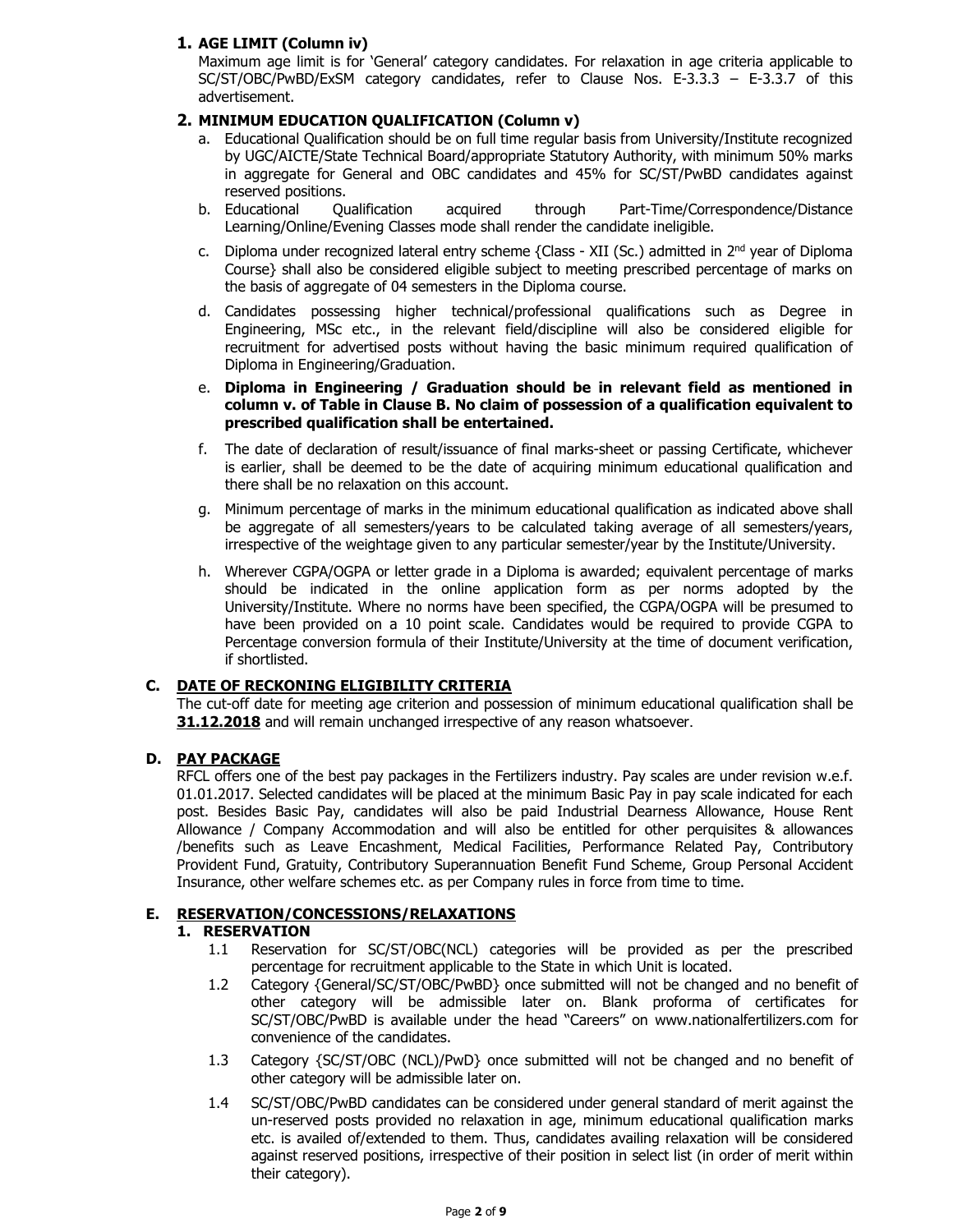**1. AGE LIMIT (Column iv)**

Maximum age limit is for 'General' category candidates. For relaxation in age criteria applicable to SC/ST/OBC/PwBD/ExSM category candidates, refer to Clause Nos. E-3.3.3 – E-3.3.7 of this advertisement.

**2. MINIMUM EDUCATION QUALIFICATION (Column v)**

a. Educational Qualification should be on full time regular basis from University/Institute recognized by UGC/AICTE/State Technical Board/appropriate Statutory Authority, with minimum 50% marks in aggregate for General and OBC candidates and 45% for SC/ST/PwBD candidates against reserved positions.

b. Educational Qualification acquired through Part-Time/Correspondence/Distance Learning/Online/Evening Classes mode shall render the candidate ineligible.

c. Diploma under recognized lateral entry scheme {Class - XII (Sc.) admitted in 2nd year of Diploma Course} shall also be considered eligible subject to meeting prescribed percentage of marks on the basis of aggregate of 04 semesters in the Diploma course.

d. Candidates possessing higher technical/professional qualifications such as Degree in Engineering, MSc etc., in the relevant field/discipline will also be considered eligible for recruitment for advertised posts without having the basic minimum required qualification of Diploma in Engineering/Graduation.

e. **Diploma in Engineering / Graduation should be in relevant field as mentioned in column v. of Table in Clause B. No claim of possession of a qualification equivalent to prescribed qualification shall be entertained.**

f. The date of declaration of result/issuance of final marks-sheet or passing Certificate, whichever is earlier, shall be deemed to be the date of acquiring minimum educational qualification and there shall be no relaxation on this account.

g. Minimum percentage of marks in the minimum educational qualification as indicated above shall be aggregate of all semesters/years to be calculated taking average of all semesters/years, irrespective of the weightage given to any particular semester/year by the Institute/University.

h. Wherever CGPA/OGPA or letter grade in a Diploma is awarded; equivalent percentage of marks should be indicated in the online application form as per norms adopted by the University/Institute. Where no norms have been specified, the CGPA/OGPA will be presumed to have been provided on a 10 point scale. Candidates would be required to provide CGPA to Percentage conversion formula of their Institute/University at the time of document verification, if shortlisted.

## C. DATE OF RECKONING ELIGIBILITY CRITERIA

The cut-off date for meeting age criterion and possession of minimum educational qualification shall be **31.12.2018** and will remain unchanged irrespective of any reason whatsoever.

## D. PAY PACKAGE

RFCL offers one of the best pay packages in the Fertilizers industry. Pay scales are under revision w.e.f. 01.01.2017. Selected candidates will be placed at the minimum Basic Pay in pay scale indicated for each post. Besides Basic Pay, candidates will also be paid Industrial Dearness Allowance, House Rent Allowance / Company Accommodation and will also be entitled for other perquisites & allowances /benefits such as Leave Encashment, Medical Facilities, Performance Related Pay, Contributory Provident Fund, Gratuity, Contributory Superannuation Benefit Fund Scheme, Group Personal Accident Insurance, other welfare schemes etc. as per Company rules in force from time to time.

## E. RESERVATION/CONCESSIONS/RELAXATIONS

### 1. RESERVATION

1.1 Reservation for SC/ST/OBC(NCL) categories will be provided as per the prescribed percentage for recruitment applicable to the State in which Unit is located.

1.2 Category {General/SC/ST/OBC/PwBD} once submitted will not be changed and no benefit of other category will be admissible later on. Blank proforma of certificates for SC/ST/OBC/PwBD is available under the head "Careers" on www.nationalfertilizers.com for convenience of the candidates.

1.3 Category {SC/ST/OBC (NCL)/PwD} once submitted will not be changed and no benefit of other category will be admissible later on.

1.4 SC/ST/OBC/PwBD candidates can be considered under general standard of merit against the un-reserved posts provided no relaxation in age, minimum educational qualification marks etc. is availed of/extended to them. Thus, candidates availing relaxation will be considered against reserved positions, irrespective of their position in select list (in order of merit within their category).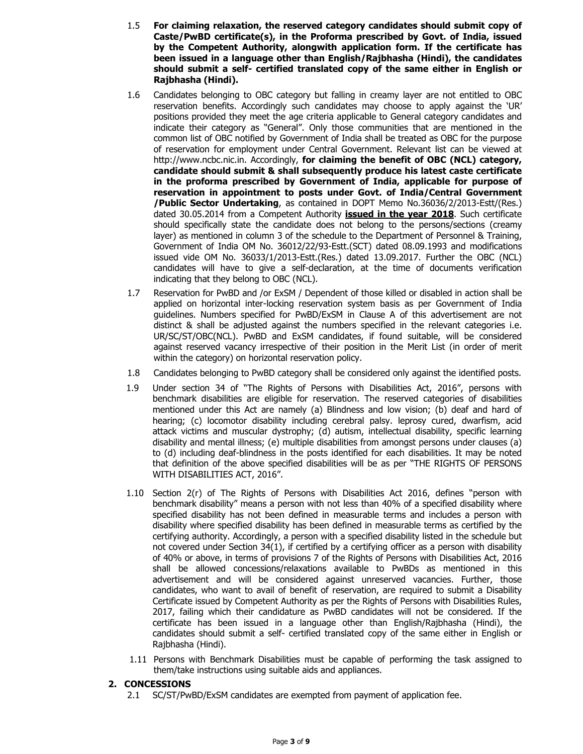1.5 **For claiming relaxation, the reserved category candidates should submit copy of Caste/PwBD certificate(s), in the Proforma prescribed by Govt. of India, issued by the Competent Authority, alongwith application form. If the certificate has been issued in a language other than English/Rajbhasha (Hindi), the candidates should submit a self- certified translated copy of the same either in English or Rajbhasha (Hindi).**

1.6 Candidates belonging to OBC category but falling in creamy layer are not entitled to OBC reservation benefits. Accordingly such candidates may choose to apply against the 'UR' positions provided they meet the age criteria applicable to General category candidates and indicate their category as "General". Only those communities that are mentioned in the common list of OBC notified by Government of India shall be treated as OBC for the purpose of reservation for employment under Central Government. Relevant list can be viewed at http://www.ncbc.nic.in. Accordingly, **for claiming the benefit of OBC (NCL) category, candidate should submit & shall subsequently produce his latest caste certificate in the proforma prescribed by Government of India, applicable for purpose of reservation in appointment to posts under Govt. of India/Central Government /Public Sector Undertaking**, as contained in DOPT Memo No.36036/2/2013-Estt/(Res.) dated 30.05.2014 from a Competent Authority **issued in the year 2018**. Such certificate should specifically state the candidate does not belong to the persons/sections (creamy layer) as mentioned in column 3 of the schedule to the Department of Personnel & Training, Government of India OM No. 36012/22/93-Estt.(SCT) dated 08.09.1993 and modifications issued vide OM No. 36033/1/2013-Estt.(Res.) dated 13.09.2017. Further the OBC (NCL) candidates will have to give a self-declaration, at the time of documents verification indicating that they belong to OBC (NCL).

1.7 Reservation for PwBD and /or ExSM / Dependent of those killed or disabled in action shall be applied on horizontal inter-locking reservation system basis as per Government of India guidelines. Numbers specified for PwBD/ExSM in Clause A of this advertisement are not distinct & shall be adjusted against the numbers specified in the relevant categories i.e. UR/SC/ST/OBC(NCL). PwBD and ExSM candidates, if found suitable, will be considered against reserved vacancy irrespective of their position in the Merit List (in order of merit within the category) on horizontal reservation policy.

1.8 Candidates belonging to PwBD category shall be considered only against the identified posts.

1.9 Under section 34 of "The Rights of Persons with Disabilities Act, 2016", persons with benchmark disabilities are eligible for reservation. The reserved categories of disabilities mentioned under this Act are namely (a) Blindness and low vision; (b) deaf and hard of hearing; (c) locomotor disability including cerebral palsy. leprosy cured, dwarfism, acid attack victims and muscular dystrophy; (d) autism, intellectual disability, specific learning disability and mental illness; (e) multiple disabilities from amongst persons under clauses (a) to (d) including deaf-blindness in the posts identified for each disabilities. It may be noted that definition of the above specified disabilities will be as per "THE RIGHTS OF PERSONS WITH DISABILITIES ACT, 2016".

1.10 Section 2(r) of The Rights of Persons with Disabilities Act 2016, defines "person with benchmark disability" means a person with not less than 40% of a specified disability where specified disability has not been defined in measurable terms and includes a person with disability where specified disability has been defined in measurable terms as certified by the certifying authority. Accordingly, a person with a specified disability listed in the schedule but not covered under Section 34(1), if certified by a certifying officer as a person with disability of 40% or above, in terms of provisions 7 of the Rights of Persons with Disabilities Act, 2016 shall be allowed concessions/relaxations available to PwBDs as mentioned in this advertisement and will be considered against unreserved vacancies. Further, those candidates, who want to avail of benefit of reservation, are required to submit a Disability Certificate issued by Competent Authority as per the Rights of Persons with Disabilities Rules, 2017, failing which their candidature as PwBD candidates will not be considered. If the certificate has been issued in a language other than English/Rajbhasha (Hindi), the candidates should submit a self- certified translated copy of the same either in English or Rajbhasha (Hindi).

1.11 Persons with Benchmark Disabilities must be capable of performing the task assigned to them/take instructions using suitable aids and appliances.

## 2. CONCESSIONS

2.1 SC/ST/PwBD/ExSM candidates are exempted from payment of application fee.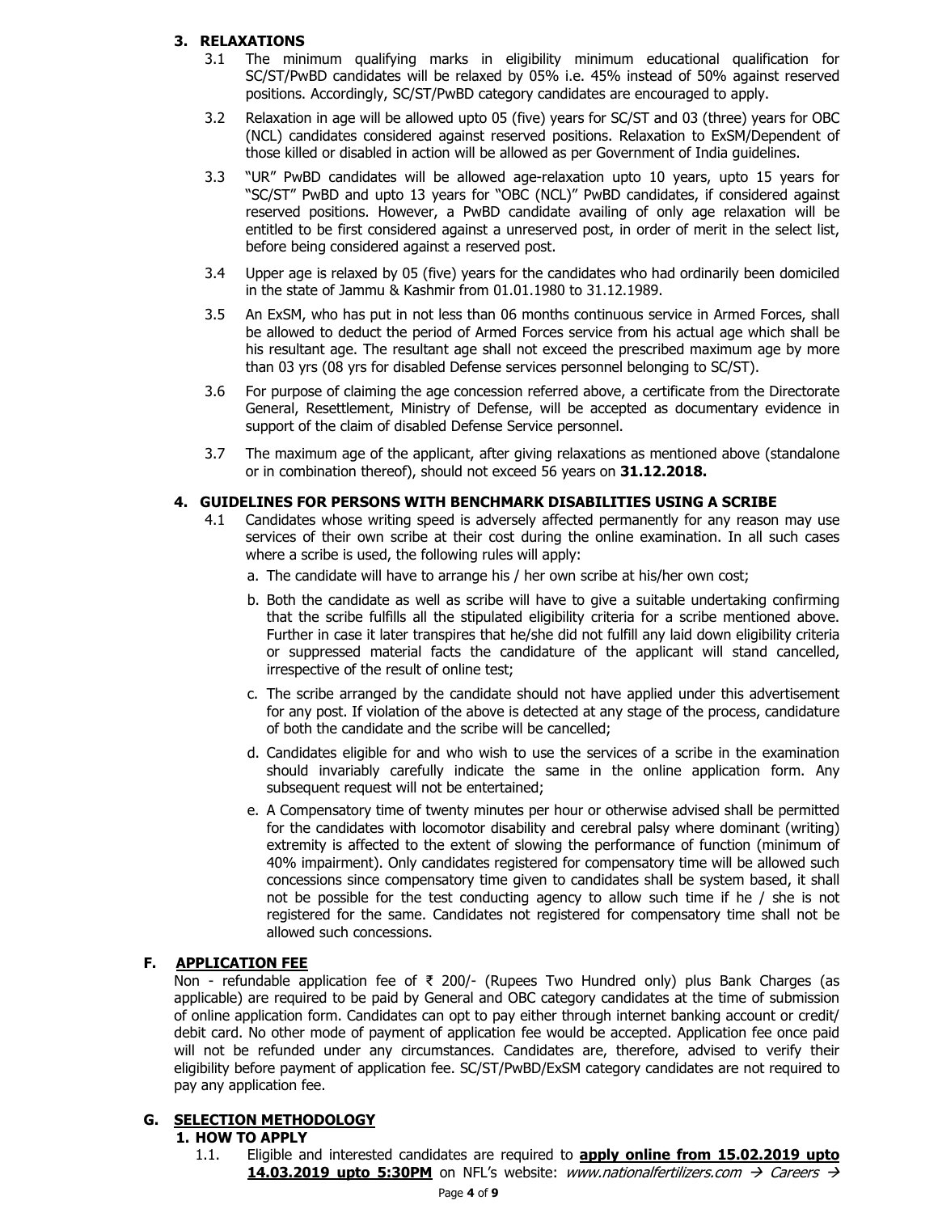### 3. RELAXATIONS

3.1 The minimum qualifying marks in eligibility minimum educational qualification for SC/ST/PwBD candidates will be relaxed by 05% i.e. 45% instead of 50% against reserved positions. Accordingly, SC/ST/PwBD category candidates are encouraged to apply.

3.2 Relaxation in age will be allowed upto 05 (five) years for SC/ST and 03 (three) years for OBC (NCL) candidates considered against reserved positions. Relaxation to ExSM/Dependent of those killed or disabled in action will be allowed as per Government of India guidelines.

3.3 "UR" PwBD candidates will be allowed age-relaxation upto 10 years, upto 15 years for "SC/ST" PwBD and upto 13 years for "OBC (NCL)" PwBD candidates, if considered against reserved positions. However, a PwBD candidate availing of only age relaxation will be entitled to be first considered against a unreserved post, in order of merit in the select list, before being considered against a reserved post.

3.4 Upper age is relaxed by 05 (five) years for the candidates who had ordinarily been domiciled in the state of Jammu & Kashmir from 01.01.1980 to 31.12.1989.

3.5 An ExSM, who has put in not less than 06 months continuous service in Armed Forces, shall be allowed to deduct the period of Armed Forces service from his actual age which shall be his resultant age. The resultant age shall not exceed the prescribed maximum age by more than 03 yrs (08 yrs for disabled Defense services personnel belonging to SC/ST).

3.6 For purpose of claiming the age concession referred above, a certificate from the Directorate General, Resettlement, Ministry of Defense, will be accepted as documentary evidence in support of the claim of disabled Defense Service personnel.

3.7 The maximum age of the applicant, after giving relaxations as mentioned above (standalone or in combination thereof), should not exceed 56 years on **31.12.2018.**

### 4. GUIDELINES FOR PERSONS WITH BENCHMARK DISABILITIES USING A SCRIBE

4.1 Candidates whose writing speed is adversely affected permanently for any reason may use services of their own scribe at their cost during the online examination. In all such cases where a scribe is used, the following rules will apply:

a. The candidate will have to arrange his / her own scribe at his/her own cost;

b. Both the candidate as well as scribe will have to give a suitable undertaking confirming that the scribe fulfills all the stipulated eligibility criteria for a scribe mentioned above. Further in case it later transpires that he/she did not fulfill any laid down eligibility criteria or suppressed material facts the candidature of the applicant will stand cancelled, irrespective of the result of online test;

c. The scribe arranged by the candidate should not have applied under this advertisement for any post. If violation of the above is detected at any stage of the process, candidature of both the candidate and the scribe will be cancelled;

d. Candidates eligible for and who wish to use the services of a scribe in the examination should invariably carefully indicate the same in the online application form. Any subsequent request will not be entertained;

e. A Compensatory time of twenty minutes per hour or otherwise advised shall be permitted for the candidates with locomotor disability and cerebral palsy where dominant (writing) extremity is affected to the extent of slowing the performance of function (minimum of 40% impairment). Only candidates registered for compensatory time will be allowed such concessions since compensatory time given to candidates shall be system based, it shall not be possible for the test conducting agency to allow such time if he / she is not registered for the same. Candidates not registered for compensatory time shall not be allowed such concessions.

## F. APPLICATION FEE

Non - refundable application fee of ₹ 200/- (Rupees Two Hundred only) plus Bank Charges (as applicable) are required to be paid by General and OBC category candidates at the time of submission of online application form. Candidates can opt to pay either through internet banking account or credit/ debit card. No other mode of payment of application fee would be accepted. Application fee once paid will not be refunded under any circumstances. Candidates are, therefore, advised to verify their eligibility before payment of application fee. SC/ST/PwBD/ExSM category candidates are not required to pay any application fee.

## G. SELECTION METHODOLOGY

### 1. HOW TO APPLY

1.1. Eligible and interested candidates are required to **apply online from 15.02.2019 upto 14.03.2019 upto 5:30PM** on NFL's website: *www.nationalfertilizers.com → Careers →*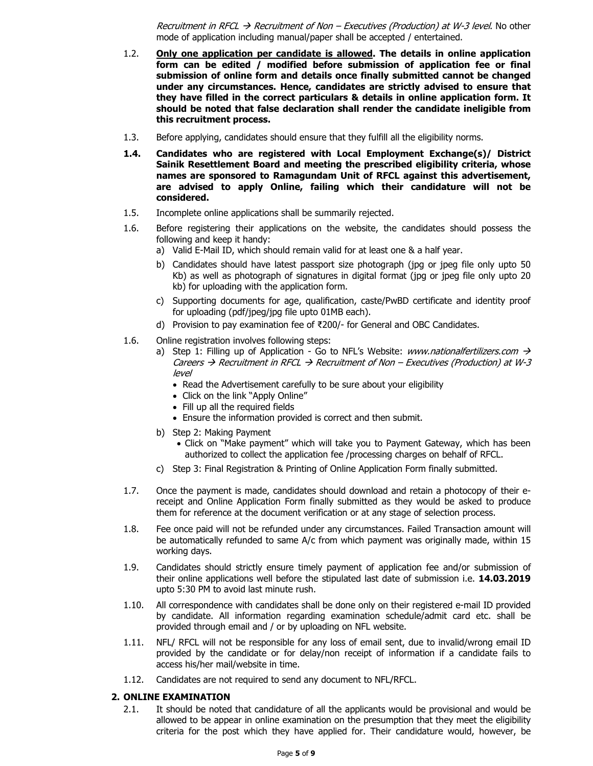*Recruitment in RFCL → Recruitment of Non – Executives (Production) at W-3 level*. No other mode of application including manual/paper shall be accepted / entertained.

1.2. **<u>Only one application per candidate is allowed</u>. The details in online application form can be edited / modified before submission of application fee or final submission of online form and details once finally submitted cannot be changed under any circumstances. Hence, candidates are strictly advised to ensure that they have filled in the correct particulars & details in online application form. It should be noted that false declaration shall render the candidate ineligible from this recruitment process.**

1.3. Before applying, candidates should ensure that they fulfill all the eligibility norms.

**1.4. Candidates who are registered with Local Employment Exchange(s)/ District Sainik Resettlement Board and meeting the prescribed eligibility criteria, whose names are sponsored to Ramagundam Unit of RFCL against this advertisement, are advised to apply Online, failing which their candidature will not be considered.**

1.5. Incomplete online applications shall be summarily rejected.

1.6. Before registering their applications on the website, the candidates should possess the following and keep it handy:

a) Valid E-Mail ID, which should remain valid for at least one & a half year.

b) Candidates should have latest passport size photograph (jpg or jpeg file only upto 50 Kb) as well as photograph of signatures in digital format (jpg or jpeg file only upto 20 kb) for uploading with the application form.

c) Supporting documents for age, qualification, caste/PwBD certificate and identity proof for uploading (pdf/jpeg/jpg file upto 01MB each).

d) Provision to pay examination fee of ₹200/- for General and OBC Candidates.

1.6. Online registration involves following steps:

a) Step 1: Filling up of Application - Go to NFL's Website: *www.nationalfertilizers.com → Careers → Recruitment in RFCL → Recruitment of Non – Executives (Production) at W-3 level*
   - Read the Advertisement carefully to be sure about your eligibility
   - Click on the link "Apply Online"
   - Fill up all the required fields
   - Ensure the information provided is correct and then submit.

b) Step 2: Making Payment
   - Click on "Make payment" which will take you to Payment Gateway, which has been authorized to collect the application fee /processing charges on behalf of RFCL.

c) Step 3: Final Registration & Printing of Online Application Form finally submitted.

1.7. Once the payment is made, candidates should download and retain a photocopy of their e-receipt and Online Application Form finally submitted as they would be asked to produce them for reference at the document verification or at any stage of selection process.

1.8. Fee once paid will not be refunded under any circumstances. Failed Transaction amount will be automatically refunded to same A/c from which payment was originally made, within 15 working days.

1.9. Candidates should strictly ensure timely payment of application fee and/or submission of their online applications well before the stipulated last date of submission i.e. **14.03.2019** upto 5:30 PM to avoid last minute rush.

1.10. All correspondence with candidates shall be done only on their registered e-mail ID provided by candidate. All information regarding examination schedule/admit card etc. shall be provided through email and / or by uploading on NFL website.

1.11. NFL/ RFCL will not be responsible for any loss of email sent, due to invalid/wrong email ID provided by the candidate or for delay/non receipt of information if a candidate fails to access his/her mail/website in time.

1.12. Candidates are not required to send any document to NFL/RFCL.

## 2. ONLINE EXAMINATION

2.1. It should be noted that candidature of all the applicants would be provisional and would be allowed to be appear in online examination on the presumption that they meet the eligibility criteria for the post which they have applied for. Their candidature would, however, be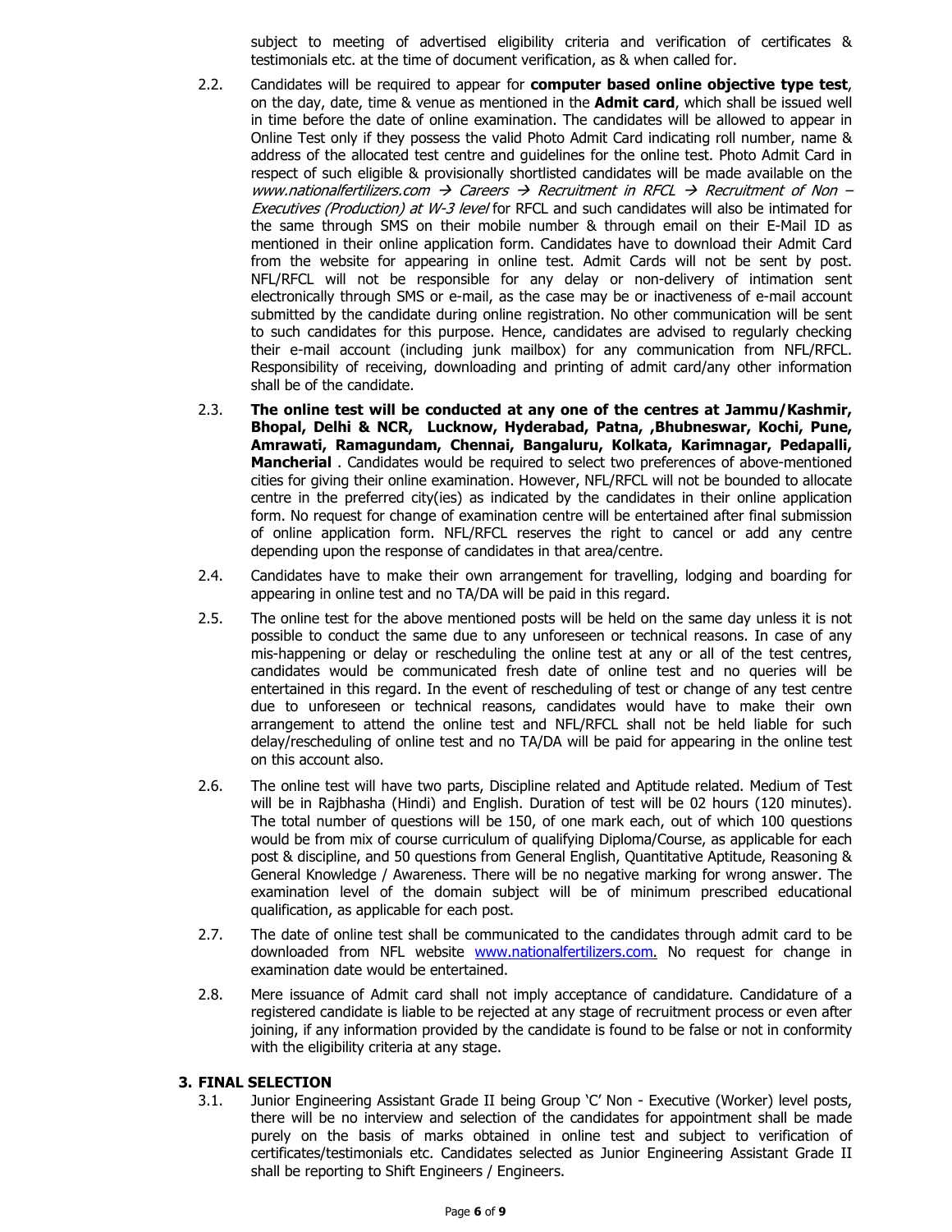subject to meeting of advertised eligibility criteria and verification of certificates & testimonials etc. at the time of document verification, as & when called for.

2.2. Candidates will be required to appear for **computer based online objective type test**, on the day, date, time & venue as mentioned in the **Admit card**, which shall be issued well in time before the date of online examination. The candidates will be allowed to appear in Online Test only if they possess the valid Photo Admit Card indicating roll number, name & address of the allocated test centre and guidelines for the online test. Photo Admit Card in respect of such eligible & provisionally shortlisted candidates will be made available on the *www.nationalfertilizers.com → Careers → Recruitment in RFCL → Recruitment of Non – Executives (Production) at W-3 level* for RFCL and such candidates will also be intimated for the same through SMS on their mobile number & through email on their E-Mail ID as mentioned in their online application form. Candidates have to download their Admit Card from the website for appearing in online test. Admit Cards will not be sent by post. NFL/RFCL will not be responsible for any delay or non-delivery of intimation sent electronically through SMS or e-mail, as the case may be or inactiveness of e-mail account submitted by the candidate during online registration. No other communication will be sent to such candidates for this purpose. Hence, candidates are advised to regularly checking their e-mail account (including junk mailbox) for any communication from NFL/RFCL. Responsibility of receiving, downloading and printing of admit card/any other information shall be of the candidate.

2.3. **The online test will be conducted at any one of the centres at Jammu/Kashmir, Bhopal, Delhi & NCR, Lucknow, Hyderabad, Patna, ,Bhubneswar, Kochi, Pune, Amrawati, Ramagundam, Chennai, Bangaluru, Kolkata, Karimnagar, Pedapalli, Mancherial** . Candidates would be required to select two preferences of above-mentioned cities for giving their online examination. However, NFL/RFCL will not be bounded to allocate centre in the preferred city(ies) as indicated by the candidates in their online application form. No request for change of examination centre will be entertained after final submission of online application form. NFL/RFCL reserves the right to cancel or add any centre depending upon the response of candidates in that area/centre.

2.4. Candidates have to make their own arrangement for travelling, lodging and boarding for appearing in online test and no TA/DA will be paid in this regard.

2.5. The online test for the above mentioned posts will be held on the same day unless it is not possible to conduct the same due to any unforeseen or technical reasons. In case of any mis-happening or delay or rescheduling the online test at any or all of the test centres, candidates would be communicated fresh date of online test and no queries will be entertained in this regard. In the event of rescheduling of test or change of any test centre due to unforeseen or technical reasons, candidates would have to make their own arrangement to attend the online test and NFL/RFCL shall not be held liable for such delay/rescheduling of online test and no TA/DA will be paid for appearing in the online test on this account also.

2.6. The online test will have two parts, Discipline related and Aptitude related. Medium of Test will be in Rajbhasha (Hindi) and English. Duration of test will be 02 hours (120 minutes). The total number of questions will be 150, of one mark each, out of which 100 questions would be from mix of course curriculum of qualifying Diploma/Course, as applicable for each post & discipline, and 50 questions from General English, Quantitative Aptitude, Reasoning & General Knowledge / Awareness. There will be no negative marking for wrong answer. The examination level of the domain subject will be of minimum prescribed educational qualification, as applicable for each post.

2.7. The date of online test shall be communicated to the candidates through admit card to be downloaded from NFL website www.nationalfertilizers.com. No request for change in examination date would be entertained.

2.8. Mere issuance of Admit card shall not imply acceptance of candidature. Candidature of a registered candidate is liable to be rejected at any stage of recruitment process or even after joining, if any information provided by the candidate is found to be false or not in conformity with the eligibility criteria at any stage.

## 3. FINAL SELECTION

3.1. Junior Engineering Assistant Grade II being Group 'C' Non - Executive (Worker) level posts, there will be no interview and selection of the candidates for appointment shall be made purely on the basis of marks obtained in online test and subject to verification of certificates/testimonials etc. Candidates selected as Junior Engineering Assistant Grade II shall be reporting to Shift Engineers / Engineers.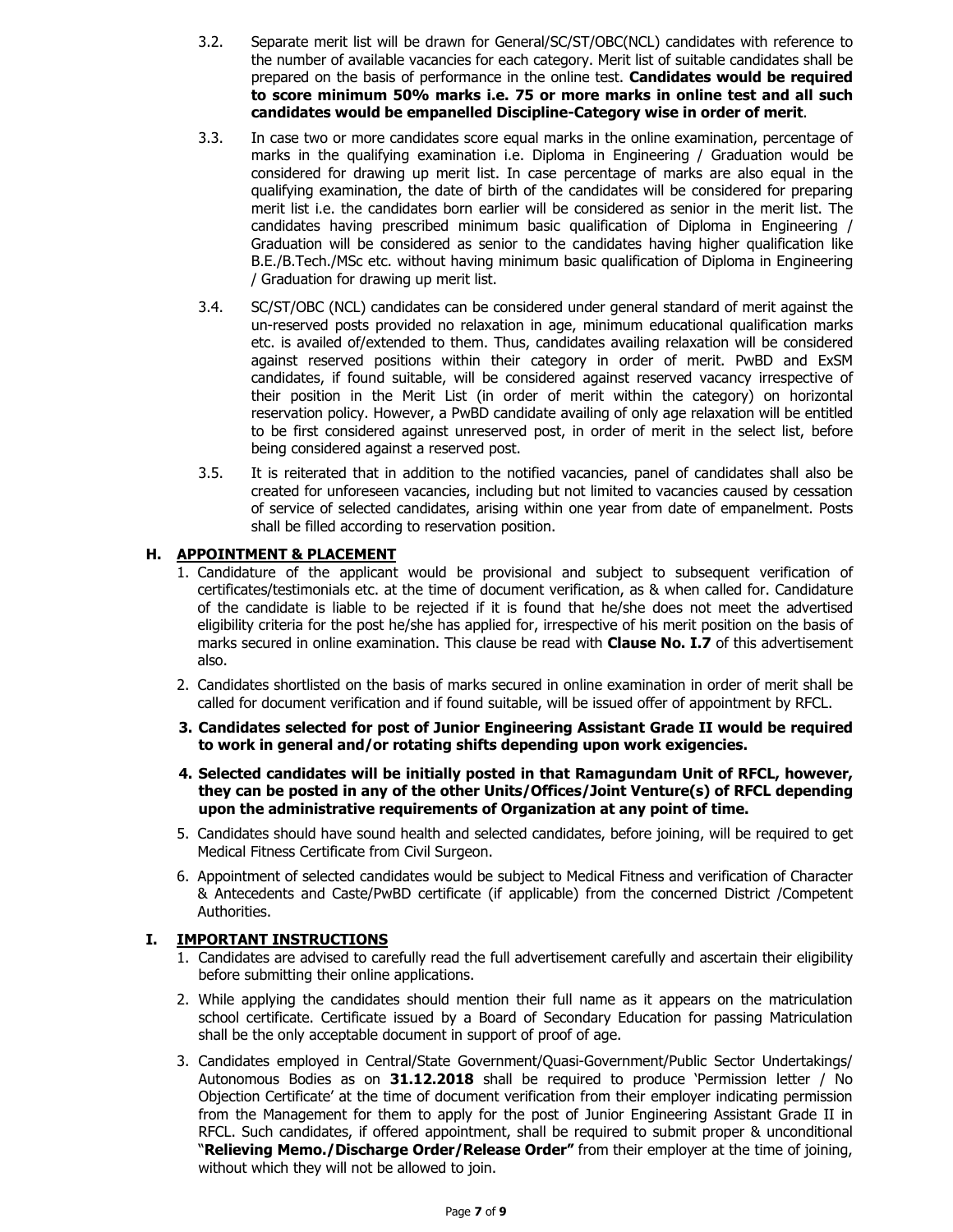3.2. Separate merit list will be drawn for General/SC/ST/OBC(NCL) candidates with reference to the number of available vacancies for each category. Merit list of suitable candidates shall be prepared on the basis of performance in the online test. **Candidates would be required to score minimum 50% marks i.e. 75 or more marks in online test and all such candidates would be empanelled Discipline-Category wise in order of merit**.

3.3. In case two or more candidates score equal marks in the online examination, percentage of marks in the qualifying examination i.e. Diploma in Engineering / Graduation would be considered for drawing up merit list. In case percentage of marks are also equal in the qualifying examination, the date of birth of the candidates will be considered for preparing merit list i.e. the candidates born earlier will be considered as senior in the merit list. The candidates having prescribed minimum basic qualification of Diploma in Engineering / Graduation will be considered as senior to the candidates having higher qualification like B.E./B.Tech./MSc etc. without having minimum basic qualification of Diploma in Engineering / Graduation for drawing up merit list.

3.4. SC/ST/OBC (NCL) candidates can be considered under general standard of merit against the un-reserved posts provided no relaxation in age, minimum educational qualification marks etc. is availed of/extended to them. Thus, candidates availing relaxation will be considered against reserved positions within their category in order of merit. PwBD and ExSM candidates, if found suitable, will be considered against reserved vacancy irrespective of their position in the Merit List (in order of merit within the category) on horizontal reservation policy. However, a PwBD candidate availing of only age relaxation will be entitled to be first considered against unreserved post, in order of merit in the select list, before being considered against a reserved post.

3.5. It is reiterated that in addition to the notified vacancies, panel of candidates shall also be created for unforeseen vacancies, including but not limited to vacancies caused by cessation of service of selected candidates, arising within one year from date of empanelment. Posts shall be filled according to reservation position.

## H. APPOINTMENT & PLACEMENT

1. Candidature of the applicant would be provisional and subject to subsequent verification of certificates/testimonials etc. at the time of document verification, as & when called for. Candidature of the candidate is liable to be rejected if it is found that he/she does not meet the advertised eligibility criteria for the post he/she has applied for, irrespective of his merit position on the basis of marks secured in online examination. This clause be read with **Clause No. I.7** of this advertisement also.
2. Candidates shortlisted on the basis of marks secured in online examination in order of merit shall be called for document verification and if found suitable, will be issued offer of appointment by RFCL.
3. **Candidates selected for post of Junior Engineering Assistant Grade II would be required to work in general and/or rotating shifts depending upon work exigencies.**
4. **Selected candidates will be initially posted in that Ramagundam Unit of RFCL, however, they can be posted in any of the other Units/Offices/Joint Venture(s) of RFCL depending upon the administrative requirements of Organization at any point of time.**
5. Candidates should have sound health and selected candidates, before joining, will be required to get Medical Fitness Certificate from Civil Surgeon.
6. Appointment of selected candidates would be subject to Medical Fitness and verification of Character & Antecedents and Caste/PwBD certificate (if applicable) from the concerned District /Competent Authorities.

## I. IMPORTANT INSTRUCTIONS

1. Candidates are advised to carefully read the full advertisement carefully and ascertain their eligibility before submitting their online applications.
2. While applying the candidates should mention their full name as it appears on the matriculation school certificate. Certificate issued by a Board of Secondary Education for passing Matriculation shall be the only acceptable document in support of proof of age.
3. Candidates employed in Central/State Government/Quasi-Government/Public Sector Undertakings/ Autonomous Bodies as on **31.12.2018** shall be required to produce 'Permission letter / No Objection Certificate' at the time of document verification from their employer indicating permission from the Management for them to apply for the post of Junior Engineering Assistant Grade II in RFCL. Such candidates, if offered appointment, shall be required to submit proper & unconditional "**Relieving Memo./Discharge Order/Release Order"** from their employer at the time of joining, without which they will not be allowed to join.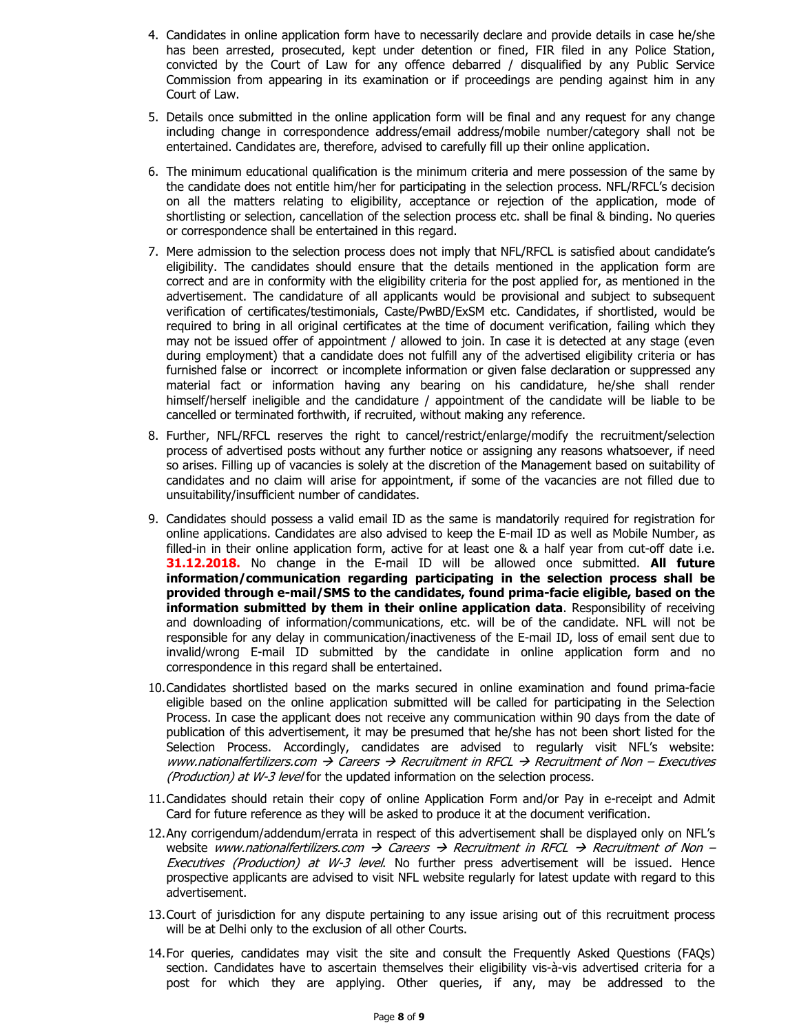4. Candidates in online application form have to necessarily declare and provide details in case he/she has been arrested, prosecuted, kept under detention or fined, FIR filed in any Police Station, convicted by the Court of Law for any offence debarred / disqualified by any Public Service Commission from appearing in its examination or if proceedings are pending against him in any Court of Law.

5. Details once submitted in the online application form will be final and any request for any change including change in correspondence address/email address/mobile number/category shall not be entertained. Candidates are, therefore, advised to carefully fill up their online application.

6. The minimum educational qualification is the minimum criteria and mere possession of the same by the candidate does not entitle him/her for participating in the selection process. NFL/RFCL's decision on all the matters relating to eligibility, acceptance or rejection of the application, mode of shortlisting or selection, cancellation of the selection process etc. shall be final & binding. No queries or correspondence shall be entertained in this regard.

7. Mere admission to the selection process does not imply that NFL/RFCL is satisfied about candidate's eligibility. The candidates should ensure that the details mentioned in the application form are correct and are in conformity with the eligibility criteria for the post applied for, as mentioned in the advertisement. The candidature of all applicants would be provisional and subject to subsequent verification of certificates/testimonials, Caste/PwBD/ExSM etc. Candidates, if shortlisted, would be required to bring in all original certificates at the time of document verification, failing which they may not be issued offer of appointment / allowed to join. In case it is detected at any stage (even during employment) that a candidate does not fulfill any of the advertised eligibility criteria or has furnished false or incorrect or incomplete information or given false declaration or suppressed any material fact or information having any bearing on his candidature, he/she shall render himself/herself ineligible and the candidature / appointment of the candidate will be liable to be cancelled or terminated forthwith, if recruited, without making any reference.

8. Further, NFL/RFCL reserves the right to cancel/restrict/enlarge/modify the recruitment/selection process of advertised posts without any further notice or assigning any reasons whatsoever, if need so arises. Filling up of vacancies is solely at the discretion of the Management based on suitability of candidates and no claim will arise for appointment, if some of the vacancies are not filled due to unsuitability/insufficient number of candidates.

9. Candidates should possess a valid email ID as the same is mandatorily required for registration for online applications. Candidates are also advised to keep the E-mail ID as well as Mobile Number, as filled-in in their online application form, active for at least one & a half year from cut-off date i.e. **31.12.2018.** No change in the E-mail ID will be allowed once submitted. **All future information/communication regarding participating in the selection process shall be provided through e-mail/SMS to the candidates, found prima-facie eligible, based on the information submitted by them in their online application data**. Responsibility of receiving and downloading of information/communications, etc. will be of the candidate. NFL will not be responsible for any delay in communication/inactiveness of the E-mail ID, loss of email sent due to invalid/wrong E-mail ID submitted by the candidate in online application form and no correspondence in this regard shall be entertained.

10. Candidates shortlisted based on the marks secured in online examination and found prima-facie eligible based on the online application submitted will be called for participating in the Selection Process. In case the applicant does not receive any communication within 90 days from the date of publication of this advertisement, it may be presumed that he/she has not been short listed for the Selection Process. Accordingly, candidates are advised to regularly visit NFL's website: *www.nationalfertilizers.com → Careers → Recruitment in RFCL → Recruitment of Non – Executives (Production) at W-3 level* for the updated information on the selection process.

11. Candidates should retain their copy of online Application Form and/or Pay in e-receipt and Admit Card for future reference as they will be asked to produce it at the document verification.

12. Any corrigendum/addendum/errata in respect of this advertisement shall be displayed only on NFL's website *www.nationalfertilizers.com → Careers → Recruitment in RFCL → Recruitment of Non – Executives (Production) at W-3 level*. No further press advertisement will be issued. Hence prospective applicants are advised to visit NFL website regularly for latest update with regard to this advertisement.

13. Court of jurisdiction for any dispute pertaining to any issue arising out of this recruitment process will be at Delhi only to the exclusion of all other Courts.

14. For queries, candidates may visit the site and consult the Frequently Asked Questions (FAQs) section. Candidates have to ascertain themselves their eligibility vis-à-vis advertised criteria for a post for which they are applying. Other queries, if any, may be addressed to the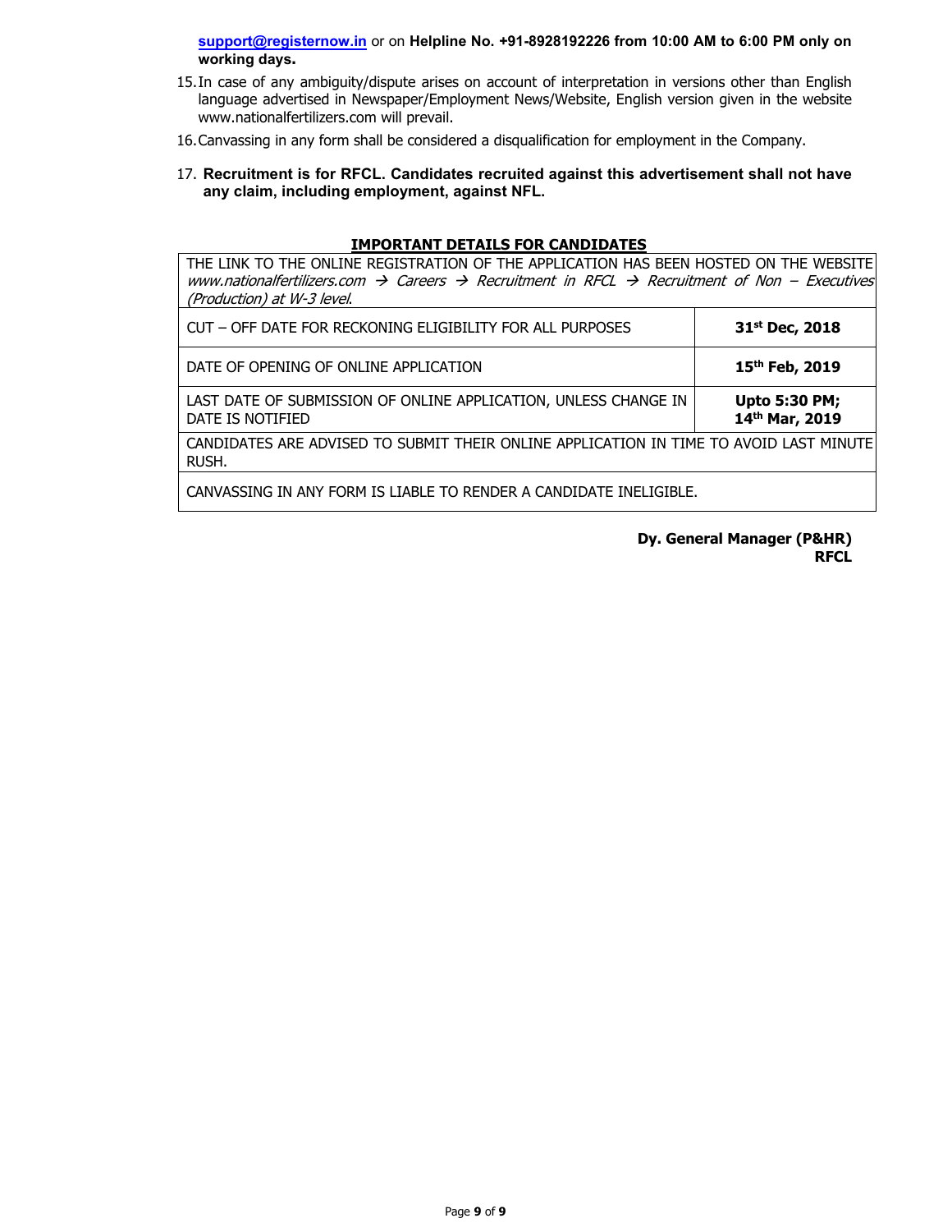**support@registernow.in** or on **Helpline No. +91-8928192226 from 10:00 AM to 6:00 PM only on working days.**

15. In case of any ambiguity/dispute arises on account of interpretation in versions other than English language advertised in Newspaper/Employment News/Website, English version given in the website www.nationalfertilizers.com will prevail.

16. Canvassing in any form shall be considered a disqualification for employment in the Company.

17. **Recruitment is for RFCL. Candidates recruited against this advertisement shall not have any claim, including employment, against NFL.**

**IMPORTANT DETAILS FOR CANDIDATES**

| | |
|---|---|
| THE LINK TO THE ONLINE REGISTRATION OF THE APPLICATION HAS BEEN HOSTED ON THE WEBSITE *www.nationalfertilizers.com → Careers → Recruitment in RFCL → Recruitment of Non – Executives (Production) at W-3 level*. | |
| CUT – OFF DATE FOR RECKONING ELIGIBILITY FOR ALL PURPOSES | **31st Dec, 2018** |
| DATE OF OPENING OF ONLINE APPLICATION | **15th Feb, 2019** |
| LAST DATE OF SUBMISSION OF ONLINE APPLICATION, UNLESS CHANGE IN DATE IS NOTIFIED | **Upto 5:30 PM; 14th Mar, 2019** |
| CANDIDATES ARE ADVISED TO SUBMIT THEIR ONLINE APPLICATION IN TIME TO AVOID LAST MINUTE RUSH. | |
| CANVASSING IN ANY FORM IS LIABLE TO RENDER A CANDIDATE INELIGIBLE. | |

**Dy. General Manager (P&HR)**
**RFCL**